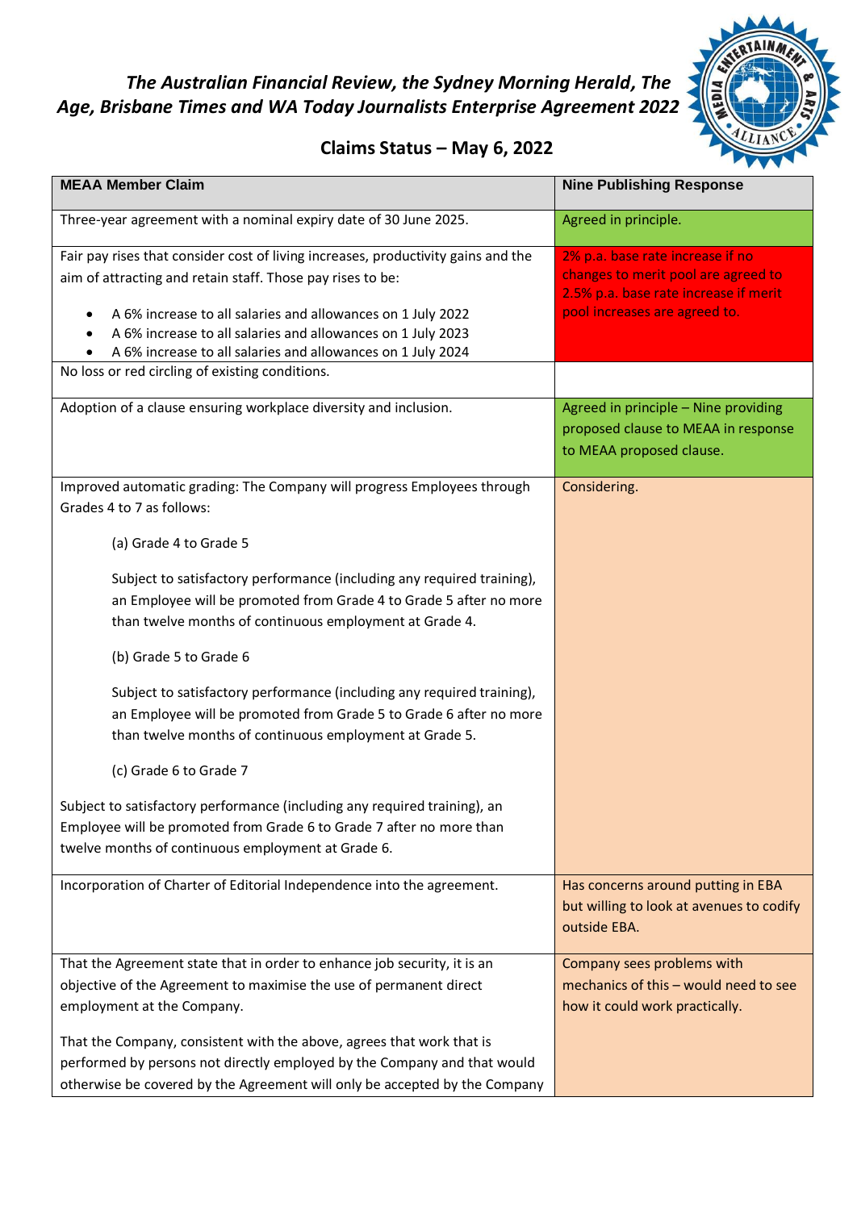## *The Australian Financial Review, the Sydney Morning Herald, The Age, Brisbane Times and WA Today Journalists Enterprise Agreement 2022*

## Claims Status – May 6, 2022

| MEAA Member Claim | Nine Publishing Response |
|---|---|
| Three-year agreement with a nominal expiry date of 30 June 2025. | Agreed in principle. |
| Fair pay rises that consider cost of living increases, productivity gains and the aim of attracting and retain staff. Those pay rises to be:<br>• A 6% increase to all salaries and allowances on 1 July 2022<br>• A 6% increase to all salaries and allowances on 1 July 2023<br>• A 6% increase to all salaries and allowances on 1 July 2024 | 2% p.a. base rate increase if no changes to merit pool are agreed to 2.5% p.a. base rate increase if merit pool increases are agreed to. |
| No loss or red circling of existing conditions. | |
| Adoption of a clause ensuring workplace diversity and inclusion. | Agreed in principle – Nine providing proposed clause to MEAA in response to MEAA proposed clause. |
| Improved automatic grading: The Company will progress Employees through Grades 4 to 7 as follows:<br><br>(a) Grade 4 to Grade 5<br><br>Subject to satisfactory performance (including any required training), an Employee will be promoted from Grade 4 to Grade 5 after no more than twelve months of continuous employment at Grade 4.<br><br>(b) Grade 5 to Grade 6<br><br>Subject to satisfactory performance (including any required training), an Employee will be promoted from Grade 5 to Grade 6 after no more than twelve months of continuous employment at Grade 5.<br><br>(c) Grade 6 to Grade 7<br><br>Subject to satisfactory performance (including any required training), an Employee will be promoted from Grade 6 to Grade 7 after no more than twelve months of continuous employment at Grade 6. | Considering. |
| Incorporation of Charter of Editorial Independence into the agreement. | Has concerns around putting in EBA but willing to look at avenues to codify outside EBA. |
| That the Agreement state that in order to enhance job security, it is an objective of the Agreement to maximise the use of permanent direct employment at the Company.<br><br>That the Company, consistent with the above, agrees that work that is performed by persons not directly employed by the Company and that would otherwise be covered by the Agreement will only be accepted by the Company | Company sees problems with mechanics of this – would need to see how it could work practically. |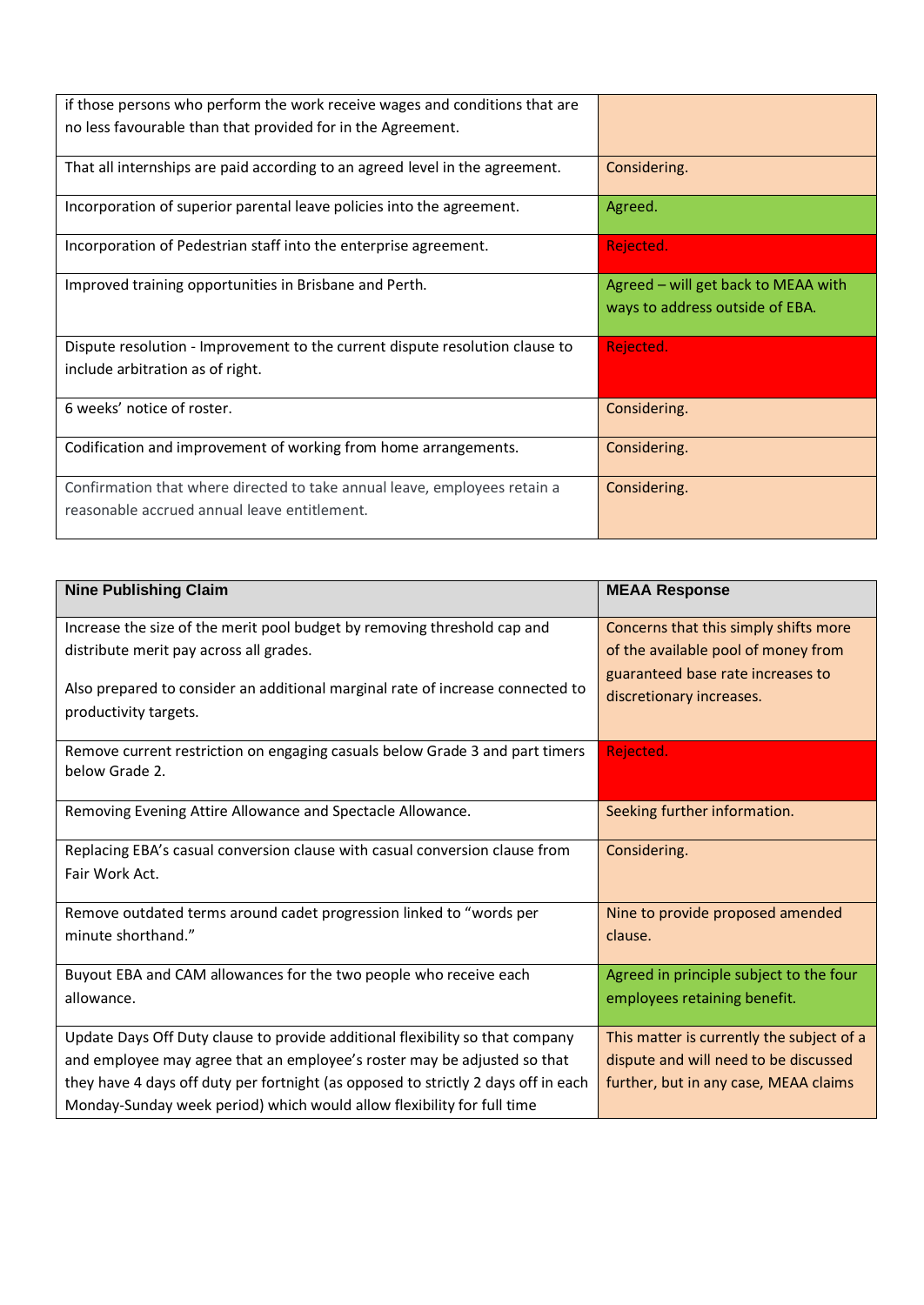| | |
|---|---|
| if those persons who perform the work receive wages and conditions that are no less favourable than that provided for in the Agreement. | |
| That all internships are paid according to an agreed level in the agreement. | Considering. |
| Incorporation of superior parental leave policies into the agreement. | Agreed. |
| Incorporation of Pedestrian staff into the enterprise agreement. | Rejected. |
| Improved training opportunities in Brisbane and Perth. | Agreed – will get back to MEAA with ways to address outside of EBA. |
| Dispute resolution - Improvement to the current dispute resolution clause to include arbitration as of right. | Rejected. |
| 6 weeks' notice of roster. | Considering. |
| Codification and improvement of working from home arrangements. | Considering. |
| Confirmation that where directed to take annual leave, employees retain a reasonable accrued annual leave entitlement. | Considering. |

| Nine Publishing Claim | MEAA Response |
|---|---|
| Increase the size of the merit pool budget by removing threshold cap and distribute merit pay across all grades.<br><br>Also prepared to consider an additional marginal rate of increase connected to productivity targets. | Concerns that this simply shifts more of the available pool of money from guaranteed base rate increases to discretionary increases. |
| Remove current restriction on engaging casuals below Grade 3 and part timers below Grade 2. | Rejected. |
| Removing Evening Attire Allowance and Spectacle Allowance. | Seeking further information. |
| Replacing EBA's casual conversion clause with casual conversion clause from Fair Work Act. | Considering. |
| Remove outdated terms around cadet progression linked to "words per minute shorthand." | Nine to provide proposed amended clause. |
| Buyout EBA and CAM allowances for the two people who receive each allowance. | Agreed in principle subject to the four employees retaining benefit. |
| Update Days Off Duty clause to provide additional flexibility so that company and employee may agree that an employee's roster may be adjusted so that they have 4 days off duty per fortnight (as opposed to strictly 2 days off in each Monday-Sunday week period) which would allow flexibility for full time | This matter is currently the subject of a dispute and will need to be discussed further, but in any case, MEAA claims |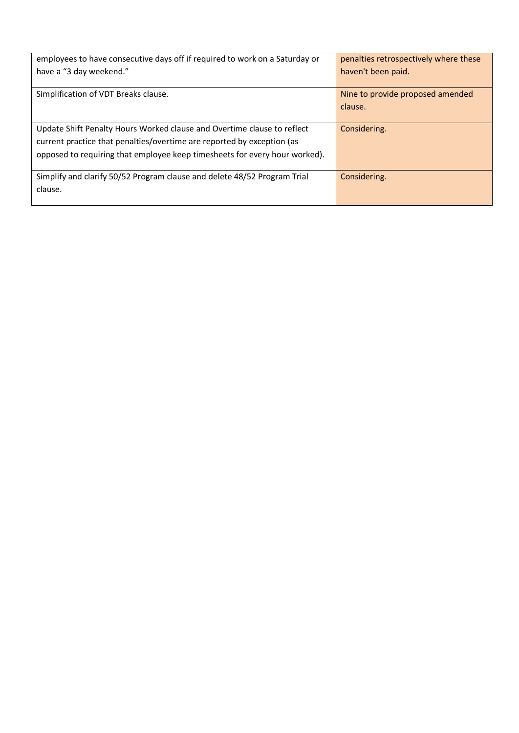| | |
|---|---|
| employees to have consecutive days off if required to work on a Saturday or have a "3 day weekend." | penalties retrospectively where these haven't been paid. |
| Simplification of VDT Breaks clause. | Nine to provide proposed amended clause. |
| Update Shift Penalty Hours Worked clause and Overtime clause to reflect current practice that penalties/overtime are reported by exception (as opposed to requiring that employee keep timesheets for every hour worked). | Considering. |
| Simplify and clarify 50/52 Program clause and delete 48/52 Program Trial clause. | Considering. |